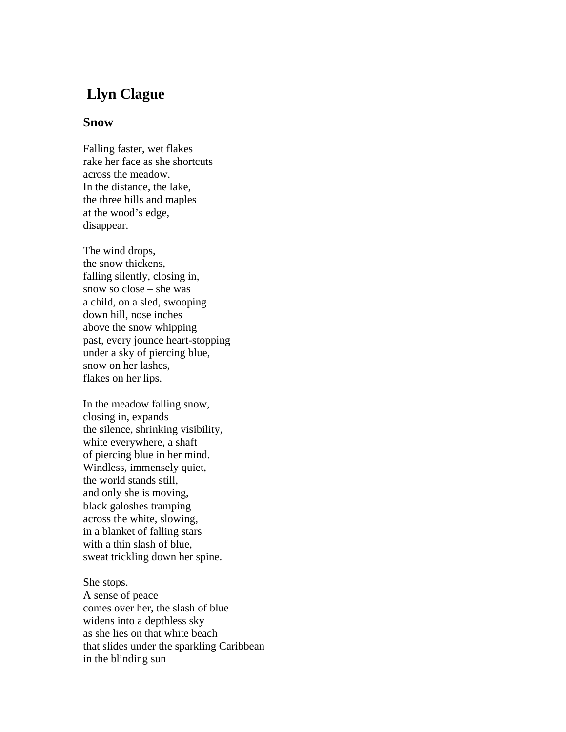# Llyn Clague

## Snow

Falling faster, wet flakes  
rake her face as she shortcuts  
across the meadow.  
In the distance, the lake,  
the three hills and maples  
at the wood's edge,  
disappear.

The wind drops,  
the snow thickens,  
falling silently, closing in,  
snow so close – she was  
a child, on a sled, swooping  
down hill, nose inches  
above the snow whipping  
past, every jounce heart-stopping  
under a sky of piercing blue,  
snow on her lashes,  
flakes on her lips.

In the meadow falling snow,  
closing in, expands  
the silence, shrinking visibility,  
white everywhere, a shaft  
of piercing blue in her mind.  
Windless, immensely quiet,  
the world stands still,  
and only she is moving,  
black galoshes tramping  
across the white, slowing,  
in a blanket of falling stars  
with a thin slash of blue,  
sweat trickling down her spine.

She stops.  
A sense of peace  
comes over her, the slash of blue  
widens into a depthless sky  
as she lies on that white beach  
that slides under the sparkling Caribbean  
in the blinding sun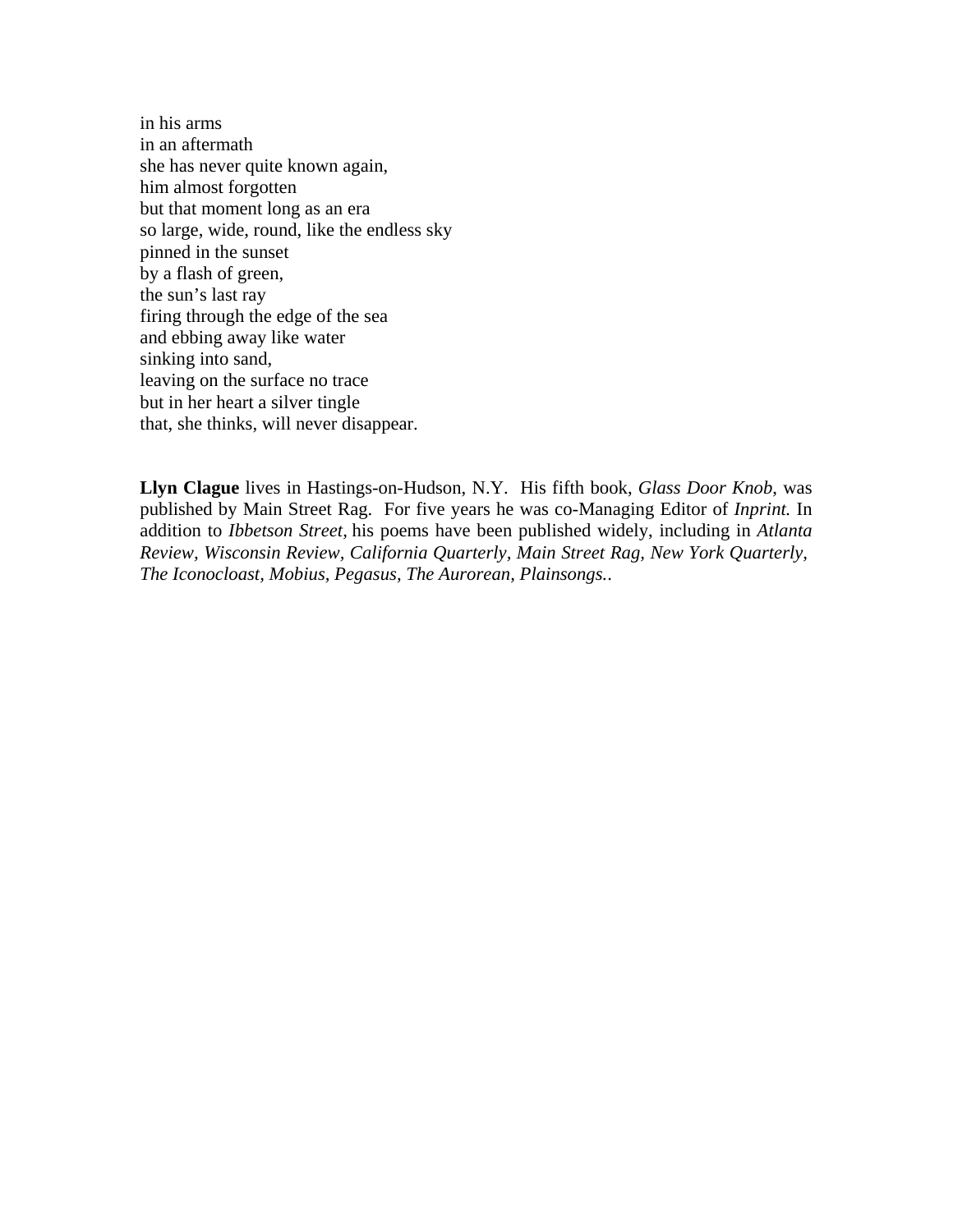in his arms  
in an aftermath  
she has never quite known again,  
him almost forgotten  
but that moment long as an era  
so large, wide, round, like the endless sky  
pinned in the sunset  
by a flash of green,  
the sun's last ray  
firing through the edge of the sea  
and ebbing away like water  
sinking into sand,  
leaving on the surface no trace  
but in her heart a silver tingle  
that, she thinks, will never disappear.

**Llyn Clague** lives in Hastings-on-Hudson, N.Y. His fifth book, *Glass Door Knob*, was published by Main Street Rag. For five years he was co-Managing Editor of *Inprint.* In addition to *Ibbetson Street,* his poems have been published widely, including in *Atlanta Review, Wisconsin Review, California Quarterly, Main Street Rag, New York Quarterly, The Iconocloast, Mobius, Pegasus, The Aurorean, Plainsongs.*.